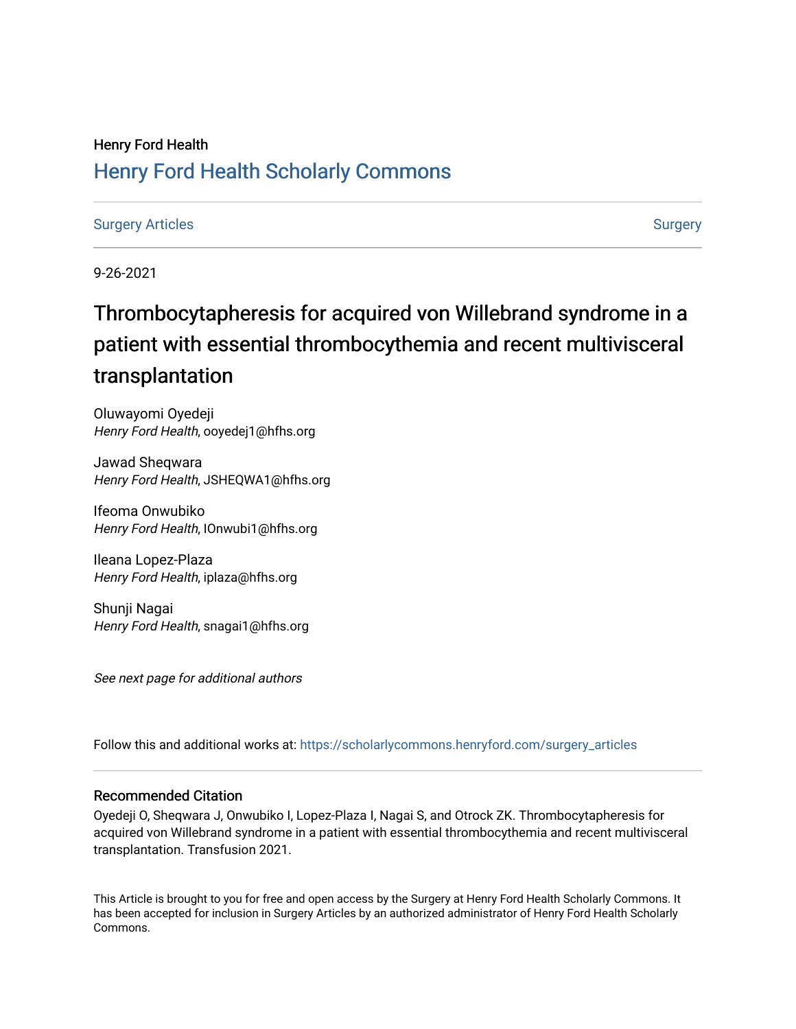Henry Ford Health

## Henry Ford Health Scholarly Commons

Surgery Articles | Surgery

9-26-2021

# Thrombocytapheresis for acquired von Willebrand syndrome in a patient with essential thrombocythemia and recent multivisceral transplantation

Oluwayomi Oyedeji
*Henry Ford Health*, ooyedej1@hfhs.org

Jawad Sheqwara
*Henry Ford Health*, JSHEQWA1@hfhs.org

Ifeoma Onwubiko
*Henry Ford Health*, IOnwubi1@hfhs.org

Ileana Lopez-Plaza
*Henry Ford Health*, iplaza@hfhs.org

Shunji Nagai
*Henry Ford Health*, snagai1@hfhs.org

*See next page for additional authors*

Follow this and additional works at: https://scholarlycommons.henryford.com/surgery_articles

### Recommended Citation

Oyedeji O, Sheqwara J, Onwubiko I, Lopez-Plaza I, Nagai S, and Otrock ZK. Thrombocytapheresis for acquired von Willebrand syndrome in a patient with essential thrombocythemia and recent multivisceral transplantation. Transfusion 2021.

This Article is brought to you for free and open access by the Surgery at Henry Ford Health Scholarly Commons. It has been accepted for inclusion in Surgery Articles by an authorized administrator of Henry Ford Health Scholarly Commons.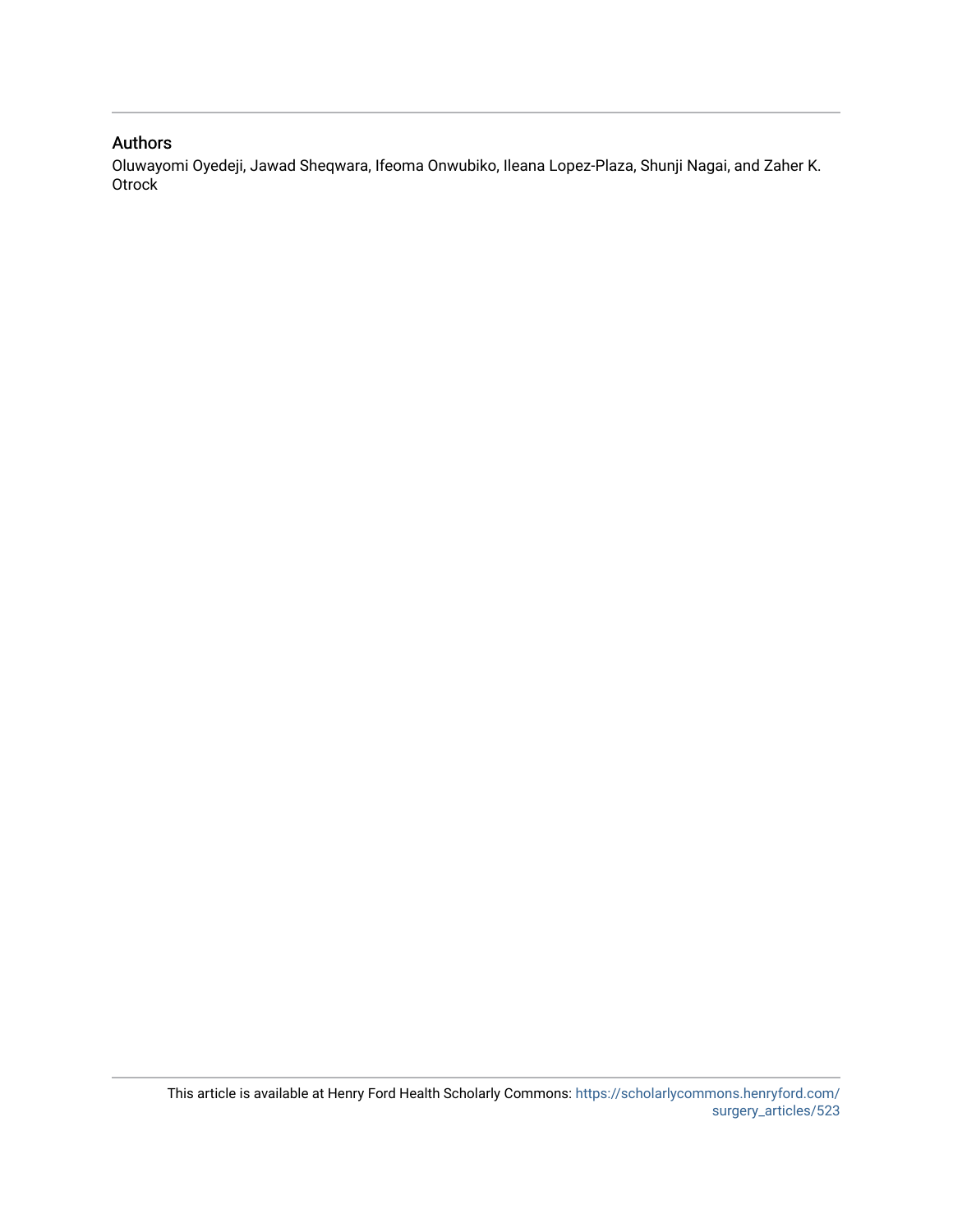## Authors

Oluwayomi Oyedeji, Jawad Sheqwara, Ifeoma Onwubiko, Ileana Lopez-Plaza, Shunji Nagai, and Zaher K. Otrock

This article is available at Henry Ford Health Scholarly Commons: https://scholarlycommons.henryford.com/surgery_articles/523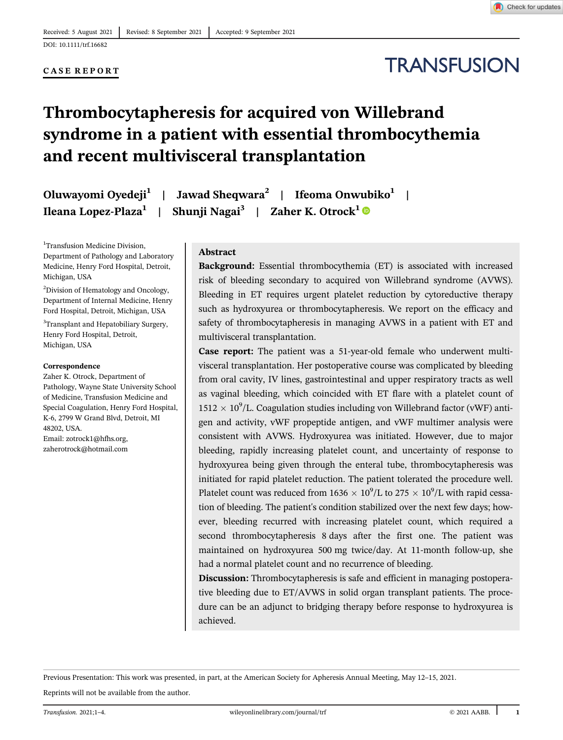Received: 5 August 2021 | Revised: 8 September 2021 | Accepted: 9 September 2021

DOI: 10.1111/trf.16682

**CASE REPORT**

# Thrombocytapheresis for acquired von Willebrand syndrome in a patient with essential thrombocythemia and recent multivisceral transplantation

**Oluwayomi Oyedeji[1] | Jawad Sheqwara[2] | Ifeoma Onwubiko[1] | Ileana Lopez-Plaza[1] | Shunji Nagai[3] | Zaher K. Otrock[1]**

[1]Transfusion Medicine Division, Department of Pathology and Laboratory Medicine, Henry Ford Hospital, Detroit, Michigan, USA

[2]Division of Hematology and Oncology, Department of Internal Medicine, Henry Ford Hospital, Detroit, Michigan, USA

[3]Transplant and Hepatobiliary Surgery, Henry Ford Hospital, Detroit, Michigan, USA

**Correspondence**

Zaher K. Otrock, Department of Pathology, Wayne State University School of Medicine, Transfusion Medicine and Special Coagulation, Henry Ford Hospital, K-6, 2799 W Grand Blvd, Detroit, MI 48202, USA.
Email: zotrock1@hfhs.org, zaherotrock@hotmail.com

## Abstract

**Background:** Essential thrombocythemia (ET) is associated with increased risk of bleeding secondary to acquired von Willebrand syndrome (AVWS). Bleeding in ET requires urgent platelet reduction by cytoreductive therapy such as hydroxyurea or thrombocytapheresis. We report on the efficacy and safety of thrombocytapheresis in managing AVWS in a patient with ET and multivisceral transplantation.

**Case report:** The patient was a 51-year-old female who underwent multivisceral transplantation. Her postoperative course was complicated by bleeding from oral cavity, IV lines, gastrointestinal and upper respiratory tracts as well as vaginal bleeding, which coincided with ET flare with a platelet count of $1512 \times 10^9$/L. Coagulation studies including von Willebrand factor (vWF) antigen and activity, vWF propeptide antigen, and vWF multimer analysis were consistent with AVWS. Hydroxyurea was initiated. However, due to major bleeding, rapidly increasing platelet count, and uncertainty of response to hydroxyurea being given through the enteral tube, thrombocytapheresis was initiated for rapid platelet reduction. The patient tolerated the procedure well. Platelet count was reduced from $1636 \times 10^9$/L to $275 \times 10^9$/L with rapid cessation of bleeding. The patient's condition stabilized over the next few days; however, bleeding recurred with increasing platelet count, which required a second thrombocytapheresis 8 days after the first one. The patient was maintained on hydroxyurea 500 mg twice/day. At 11-month follow-up, she had a normal platelet count and no recurrence of bleeding.

**Discussion:** Thrombocytapheresis is safe and efficient in managing postoperative bleeding due to ET/AVWS in solid organ transplant patients. The procedure can be an adjunct to bridging therapy before response to hydroxyurea is achieved.

Previous Presentation: This work was presented, in part, at the American Society for Apheresis Annual Meeting, May 12–15, 2021.

Reprints will not be available from the author.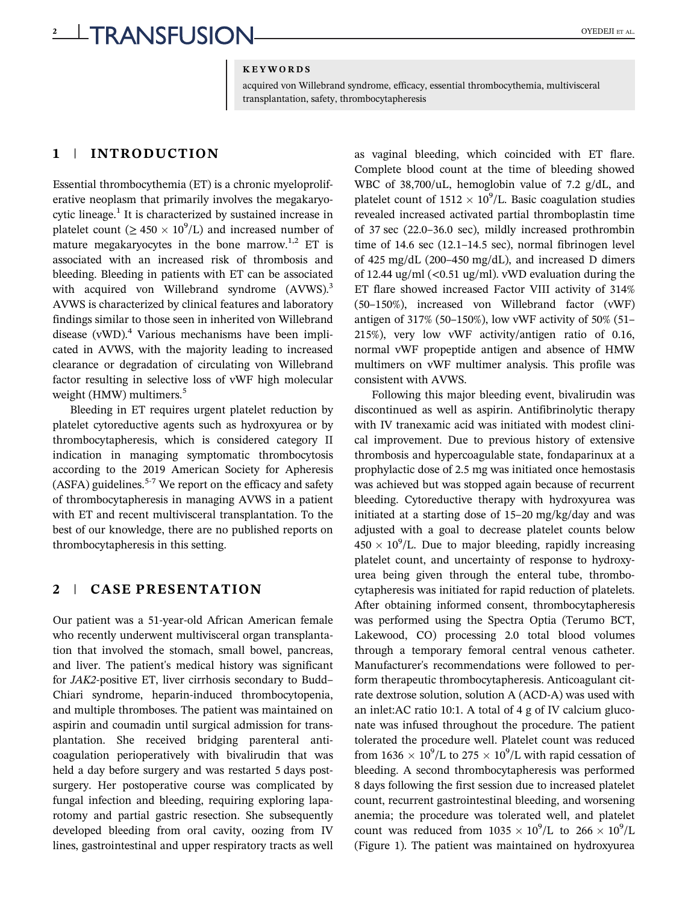**KEYWORDS**

acquired von Willebrand syndrome, efficacy, essential thrombocythemia, multivisceral transplantation, safety, thrombocytapheresis

## 1 | INTRODUCTION

Essential thrombocythemia (ET) is a chronic myeloproliferative neoplasm that primarily involves the megakaryocytic lineage.[1] It is characterized by sustained increase in platelet count ($\geq 450 \times 10^9$/L) and increased number of mature megakaryocytes in the bone marrow.[1,2] ET is associated with an increased risk of thrombosis and bleeding. Bleeding in patients with ET can be associated with acquired von Willebrand syndrome (AVWS).[3] AVWS is characterized by clinical features and laboratory findings similar to those seen in inherited von Willebrand disease (vWD).[4] Various mechanisms have been implicated in AVWS, with the majority leading to increased clearance or degradation of circulating von Willebrand factor resulting in selective loss of vWF high molecular weight (HMW) multimers.[5]

Bleeding in ET requires urgent platelet reduction by platelet cytoreductive agents such as hydroxyurea or by thrombocytapheresis, which is considered category II indication in managing symptomatic thrombocytosis according to the 2019 American Society for Apheresis (ASFA) guidelines.[5-7] We report on the efficacy and safety of thrombocytapheresis in managing AVWS in a patient with ET and recent multivisceral transplantation. To the best of our knowledge, there are no published reports on thrombocytapheresis in this setting.

## 2 | CASE PRESENTATION

Our patient was a 51-year-old African American female who recently underwent multivisceral organ transplantation that involved the stomach, small bowel, pancreas, and liver. The patient's medical history was significant for *JAK2*-positive ET, liver cirrhosis secondary to Budd–Chiari syndrome, heparin-induced thrombocytopenia, and multiple thromboses. The patient was maintained on aspirin and coumadin until surgical admission for transplantation. She received bridging parenteral anticoagulation perioperatively with bivalirudin that was held a day before surgery and was restarted 5 days postsurgery. Her postoperative course was complicated by fungal infection and bleeding, requiring exploring laparotomy and partial gastric resection. She subsequently developed bleeding from oral cavity, oozing from IV lines, gastrointestinal and upper respiratory tracts as well as vaginal bleeding, which coincided with ET flare. Complete blood count at the time of bleeding showed WBC of 38,700/uL, hemoglobin value of 7.2 g/dL, and platelet count of $1512 \times 10^9$/L. Basic coagulation studies revealed increased activated partial thromboplastin time of 37 sec (22.0–36.0 sec), mildly increased prothrombin time of 14.6 sec (12.1–14.5 sec), normal fibrinogen level of 425 mg/dL (200–450 mg/dL), and increased D dimers of 12.44 ug/ml (<0.51 ug/ml). vWD evaluation during the ET flare showed increased Factor VIII activity of 314% (50–150%), increased von Willebrand factor (vWF) antigen of 317% (50–150%), low vWF activity of 50% (51–215%), very low vWF activity/antigen ratio of 0.16, normal vWF propeptide antigen and absence of HMW multimers on vWF multimer analysis. This profile was consistent with AVWS.

Following this major bleeding event, bivalirudin was discontinued as well as aspirin. Antifibrinolytic therapy with IV tranexamic acid was initiated with modest clinical improvement. Due to previous history of extensive thrombosis and hypercoagulable state, fondaparinux at a prophylactic dose of 2.5 mg was initiated once hemostasis was achieved but was stopped again because of recurrent bleeding. Cytoreductive therapy with hydroxyurea was initiated at a starting dose of 15–20 mg/kg/day and was adjusted with a goal to decrease platelet counts below $450 \times 10^9$/L. Due to major bleeding, rapidly increasing platelet count, and uncertainty of response to hydroxyurea being given through the enteral tube, thrombocytapheresis was initiated for rapid reduction of platelets. After obtaining informed consent, thrombocytapheresis was performed using the Spectra Optia (Terumo BCT, Lakewood, CO) processing 2.0 total blood volumes through a temporary femoral central venous catheter. Manufacturer's recommendations were followed to perform therapeutic thrombocytapheresis. Anticoagulant citrate dextrose solution, solution A (ACD-A) was used with an inlet:AC ratio 10:1. A total of 4 g of IV calcium gluconate was infused throughout the procedure. The patient tolerated the procedure well. Platelet count was reduced from $1636 \times 10^9$/L to $275 \times 10^9$/L with rapid cessation of bleeding. A second thrombocytapheresis was performed 8 days following the first session due to increased platelet count, recurrent gastrointestinal bleeding, and worsening anemia; the procedure was tolerated well, and platelet count was reduced from $1035 \times 10^9$/L to $266 \times 10^9$/L (Figure 1). The patient was maintained on hydroxyurea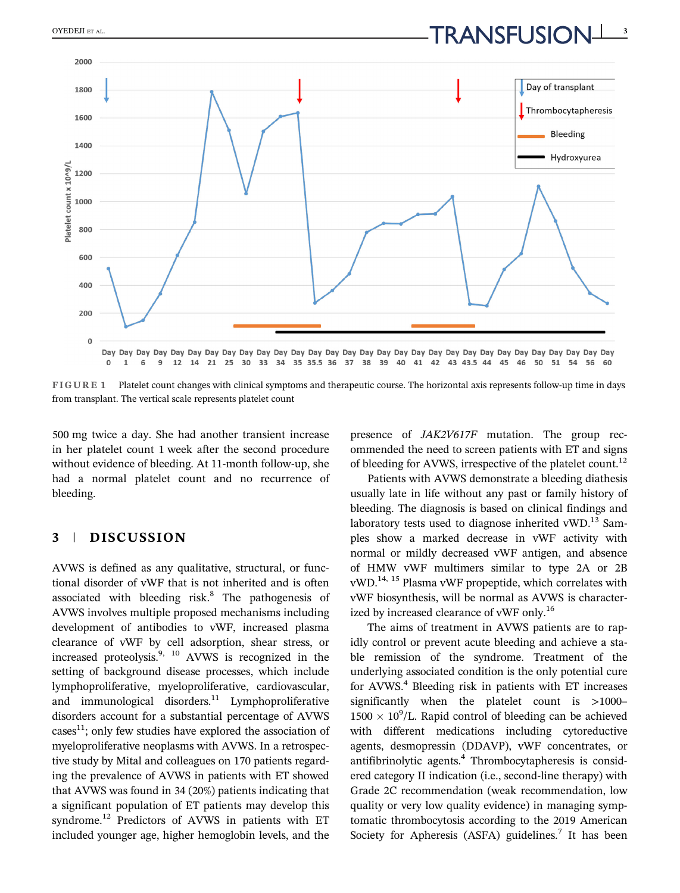FIGURE 1 Platelet count changes with clinical symptoms and therapeutic course. The horizontal axis represents follow-up time in days from transplant. The vertical scale represents platelet count

500 mg twice a day. She had another transient increase in her platelet count 1 week after the second procedure without evidence of bleeding. At 11-month follow-up, she had a normal platelet count and no recurrence of bleeding.

## 3 | DISCUSSION

AVWS is defined as any qualitative, structural, or functional disorder of vWF that is not inherited and is often associated with bleeding risk.[8] The pathogenesis of AVWS involves multiple proposed mechanisms including development of antibodies to vWF, increased plasma clearance of vWF by cell adsorption, shear stress, or increased proteolysis.[9,10] AVWS is recognized in the setting of background disease processes, which include lymphoproliferative, myeloproliferative, cardiovascular, and immunological disorders.[11] Lymphoproliferative disorders account for a substantial percentage of AVWS cases[11]; only few studies have explored the association of myeloproliferative neoplasms with AVWS. In a retrospective study by Mital and colleagues on 170 patients regarding the prevalence of AVWS in patients with ET showed that AVWS was found in 34 (20%) patients indicating that a significant population of ET patients may develop this syndrome.[12] Predictors of AVWS in patients with ET included younger age, higher hemoglobin levels, and the presence of *JAK2V617F* mutation. The group recommended the need to screen patients with ET and signs of bleeding for AVWS, irrespective of the platelet count.[12]

Patients with AVWS demonstrate a bleeding diathesis usually late in life without any past or family history of bleeding. The diagnosis is based on clinical findings and laboratory tests used to diagnose inherited vWD.[13] Samples show a marked decrease in vWF activity with normal or mildly decreased vWF antigen, and absence of HMW vWF multimers similar to type 2A or 2B vWD.[14,15] Plasma vWF propeptide, which correlates with vWF biosynthesis, will be normal as AVWS is characterized by increased clearance of vWF only.[16]

The aims of treatment in AVWS patients are to rapidly control or prevent acute bleeding and achieve a stable remission of the syndrome. Treatment of the underlying associated condition is the only potential cure for AVWS.[4] Bleeding risk in patients with ET increases significantly when the platelet count is >1000–1500 $\times$ $10^9$/L. Rapid control of bleeding can be achieved with different medications including cytoreductive agents, desmopressin (DDAVP), vWF concentrates, or antifibrinolytic agents.[4] Thrombocytapheresis is considered category II indication (i.e., second-line therapy) with Grade 2C recommendation (weak recommendation, low quality or very low quality evidence) in managing symptomatic thrombocytosis according to the 2019 American Society for Apheresis (ASFA) guidelines.[7] It has been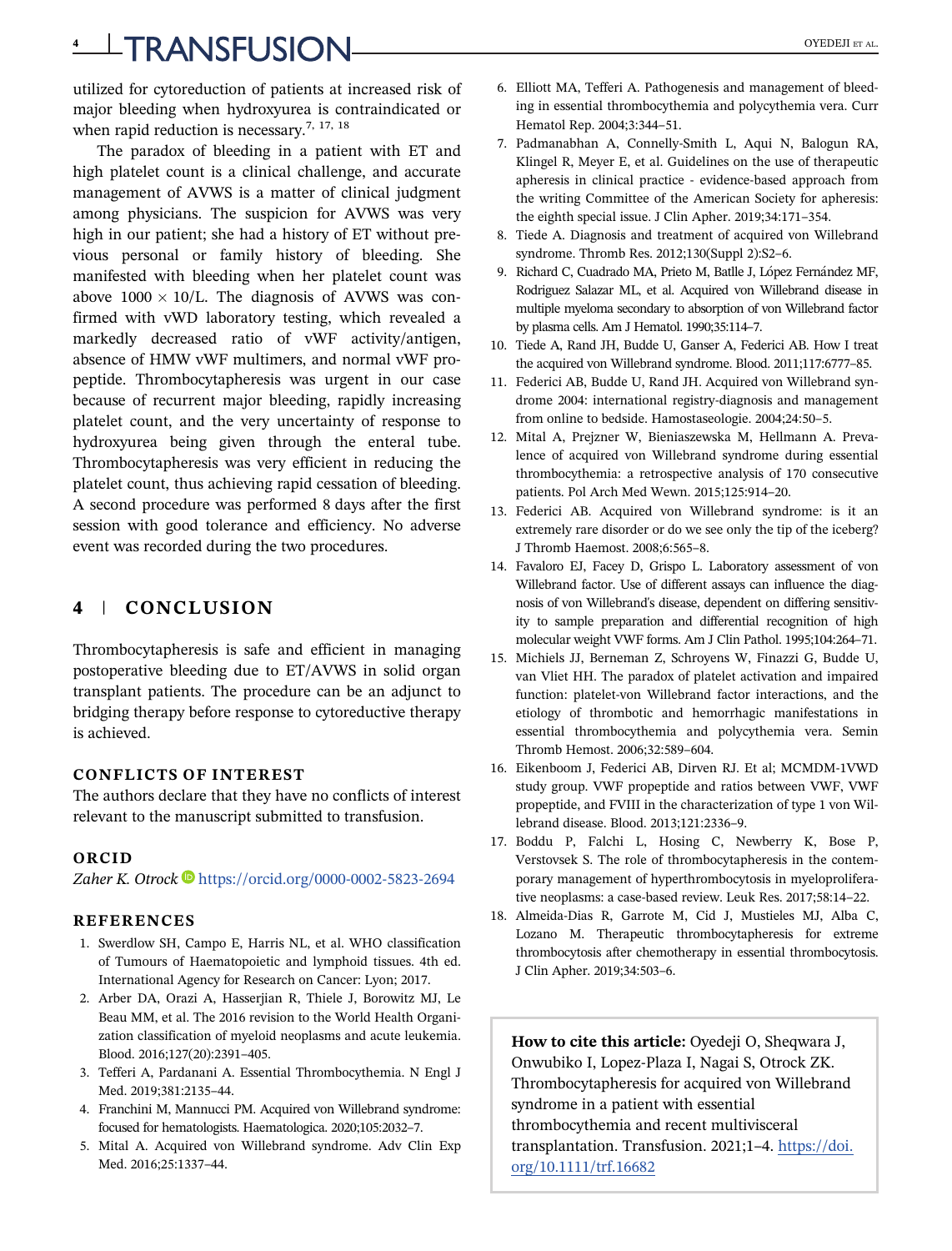utilized for cytoreduction of patients at increased risk of major bleeding when hydroxyurea is contraindicated or when rapid reduction is necessary.[7, 17, 18]

The paradox of bleeding in a patient with ET and high platelet count is a clinical challenge, and accurate management of AVWS is a matter of clinical judgment among physicians. The suspicion for AVWS was very high in our patient; she had a history of ET without previous personal or family history of bleeding. She manifested with bleeding when her platelet count was above $1000 \times 10$/L. The diagnosis of AVWS was confirmed with vWD laboratory testing, which revealed a markedly decreased ratio of vWF activity/antigen, absence of HMW vWF multimers, and normal vWF propeptide. Thrombocytapheresis was urgent in our case because of recurrent major bleeding, rapidly increasing platelet count, and the very uncertainty of response to hydroxyurea being given through the enteral tube. Thrombocytapheresis was very efficient in reducing the platelet count, thus achieving rapid cessation of bleeding. A second procedure was performed 8 days after the first session with good tolerance and efficiency. No adverse event was recorded during the two procedures.

## 4 | CONCLUSION

Thrombocytapheresis is safe and efficient in managing postoperative bleeding due to ET/AVWS in solid organ transplant patients. The procedure can be an adjunct to bridging therapy before response to cytoreductive therapy is achieved.

### CONFLICTS OF INTEREST

The authors declare that they have no conflicts of interest relevant to the manuscript submitted to transfusion.

### ORCID

*Zaher K. Otrock* https://orcid.org/0000-0002-5823-2694

### REFERENCES

1. Swerdlow SH, Campo E, Harris NL, et al. WHO classification of Tumours of Haematopoietic and lymphoid tissues. 4th ed. International Agency for Research on Cancer: Lyon; 2017.
2. Arber DA, Orazi A, Hasserjian R, Thiele J, Borowitz MJ, Le Beau MM, et al. The 2016 revision to the World Health Organization classification of myeloid neoplasms and acute leukemia. Blood. 2016;127(20):2391–405.
3. Tefferi A, Pardanani A. Essential Thrombocythemia. N Engl J Med. 2019;381:2135–44.
4. Franchini M, Mannucci PM. Acquired von Willebrand syndrome: focused for hematologists. Haematologica. 2020;105:2032–7.
5. Mital A. Acquired von Willebrand syndrome. Adv Clin Exp Med. 2016;25:1337–44.
6. Elliott MA, Tefferi A. Pathogenesis and management of bleeding in essential thrombocythemia and polycythemia vera. Curr Hematol Rep. 2004;3:344–51.
7. Padmanabhan A, Connelly-Smith L, Aqui N, Balogun RA, Klingel R, Meyer E, et al. Guidelines on the use of therapeutic apheresis in clinical practice - evidence-based approach from the writing Committee of the American Society for apheresis: the eighth special issue. J Clin Apher. 2019;34:171–354.
8. Tiede A. Diagnosis and treatment of acquired von Willebrand syndrome. Thromb Res. 2012;130(Suppl 2):S2–6.
9. Richard C, Cuadrado MA, Prieto M, Batlle J, López Fernández MF, Rodriguez Salazar ML, et al. Acquired von Willebrand disease in multiple myeloma secondary to absorption of von Willebrand factor by plasma cells. Am J Hematol. 1990;35:114–7.
10. Tiede A, Rand JH, Budde U, Ganser A, Federici AB. How I treat the acquired von Willebrand syndrome. Blood. 2011;117:6777–85.
11. Federici AB, Budde U, Rand JH. Acquired von Willebrand syndrome 2004: international registry-diagnosis and management from online to bedside. Hamostaseologie. 2004;24:50–5.
12. Mital A, Prejzner W, Bieniaszewska M, Hellmann A. Prevalence of acquired von Willebrand syndrome during essential thrombocythemia: a retrospective analysis of 170 consecutive patients. Pol Arch Med Wewn. 2015;125:914–20.
13. Federici AB. Acquired von Willebrand syndrome: is it an extremely rare disorder or do we see only the tip of the iceberg? J Thromb Haemost. 2008;6:565–8.
14. Favaloro EJ, Facey D, Grispo L. Laboratory assessment of von Willebrand factor. Use of different assays can influence the diagnosis of von Willebrand's disease, dependent on differing sensitivity to sample preparation and differential recognition of high molecular weight VWF forms. Am J Clin Pathol. 1995;104:264–71.
15. Michiels JJ, Berneman Z, Schroyens W, Finazzi G, Budde U, van Vliet HH. The paradox of platelet activation and impaired function: platelet-von Willebrand factor interactions, and the etiology of thrombotic and hemorrhagic manifestations in essential thrombocythemia and polycythemia vera. Semin Thromb Hemost. 2006;32:589–604.
16. Eikenboom J, Federici AB, Dirven RJ. Et al; MCMDM-1VWD study group. VWF propeptide and ratios between VWF, VWF propeptide, and FVIII in the characterization of type 1 von Willebrand disease. Blood. 2013;121:2336–9.
17. Boddu P, Falchi L, Hosing C, Newberry K, Bose P, Verstovsek S. The role of thrombocytapheresis in the contemporary management of hyperthrombocytosis in myeloproliferative neoplasms: a case-based review. Leuk Res. 2017;58:14–22.
18. Almeida-Dias R, Garrote M, Cid J, Mustieles MJ, Alba C, Lozano M. Therapeutic thrombocytapheresis for extreme thrombocytosis after chemotherapy in essential thrombocytosis. J Clin Apher. 2019;34:503–6.

**How to cite this article:** Oyedeji O, Sheqwara J, Onwubiko I, Lopez-Plaza I, Nagai S, Otrock ZK. Thrombocytapheresis for acquired von Willebrand syndrome in a patient with essential thrombocythemia and recent multivisceral transplantation. Transfusion. 2021;1–4. https://doi.org/10.1111/trf.16682